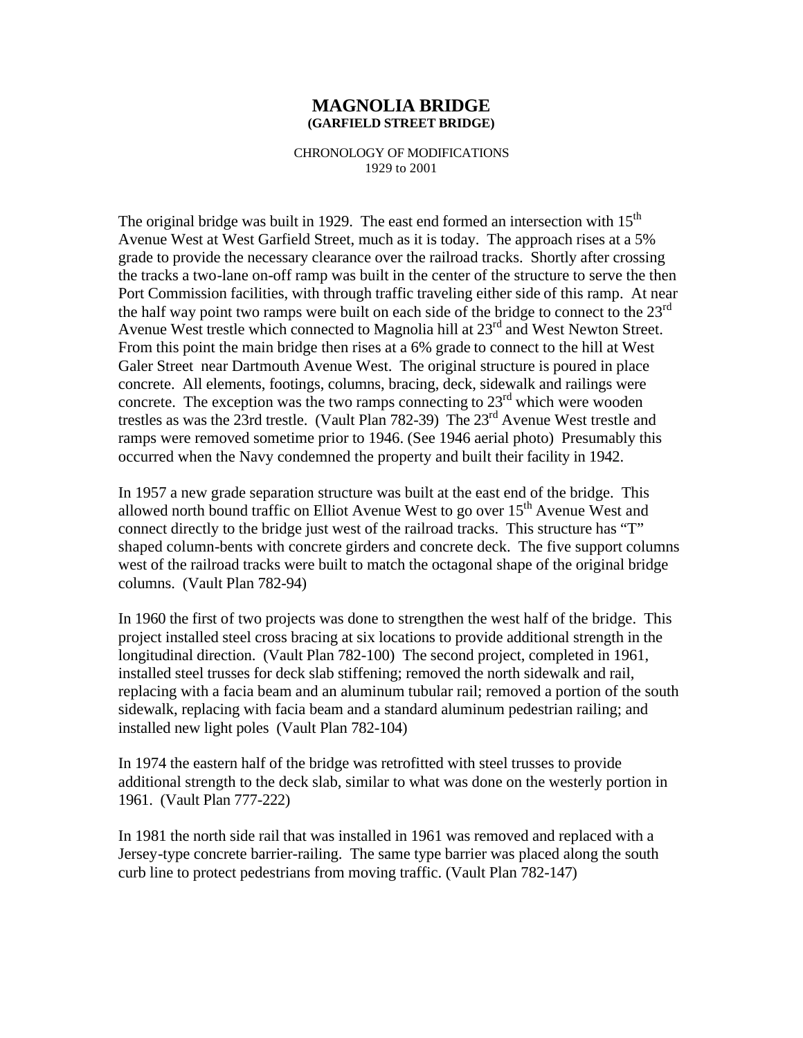# MAGNOLIA BRIDGE
## (GARFIELD STREET BRIDGE)

CHRONOLOGY OF MODIFICATIONS
1929 to 2001

The original bridge was built in 1929. The east end formed an intersection with 15th Avenue West at West Garfield Street, much as it is today. The approach rises at a 5% grade to provide the necessary clearance over the railroad tracks. Shortly after crossing the tracks a two-lane on-off ramp was built in the center of the structure to serve the then Port Commission facilities, with through traffic traveling either side of this ramp. At near the half way point two ramps were built on each side of the bridge to connect to the 23rd Avenue West trestle which connected to Magnolia hill at 23rd and West Newton Street. From this point the main bridge then rises at a 6% grade to connect to the hill at West Galer Street near Dartmouth Avenue West. The original structure is poured in place concrete. All elements, footings, columns, bracing, deck, sidewalk and railings were concrete. The exception was the two ramps connecting to 23rd which were wooden trestles as was the 23rd trestle. (Vault Plan 782-39) The 23rd Avenue West trestle and ramps were removed sometime prior to 1946. (See 1946 aerial photo) Presumably this occurred when the Navy condemned the property and built their facility in 1942.

In 1957 a new grade separation structure was built at the east end of the bridge. This allowed north bound traffic on Elliot Avenue West to go over 15th Avenue West and connect directly to the bridge just west of the railroad tracks. This structure has "T" shaped column-bents with concrete girders and concrete deck. The five support columns west of the railroad tracks were built to match the octagonal shape of the original bridge columns. (Vault Plan 782-94)

In 1960 the first of two projects was done to strengthen the west half of the bridge. This project installed steel cross bracing at six locations to provide additional strength in the longitudinal direction. (Vault Plan 782-100) The second project, completed in 1961, installed steel trusses for deck slab stiffening; removed the north sidewalk and rail, replacing with a facia beam and an aluminum tubular rail; removed a portion of the south sidewalk, replacing with facia beam and a standard aluminum pedestrian railing; and installed new light poles (Vault Plan 782-104)

In 1974 the eastern half of the bridge was retrofitted with steel trusses to provide additional strength to the deck slab, similar to what was done on the westerly portion in 1961. (Vault Plan 777-222)

In 1981 the north side rail that was installed in 1961 was removed and replaced with a Jersey-type concrete barrier-railing. The same type barrier was placed along the south curb line to protect pedestrians from moving traffic. (Vault Plan 782-147)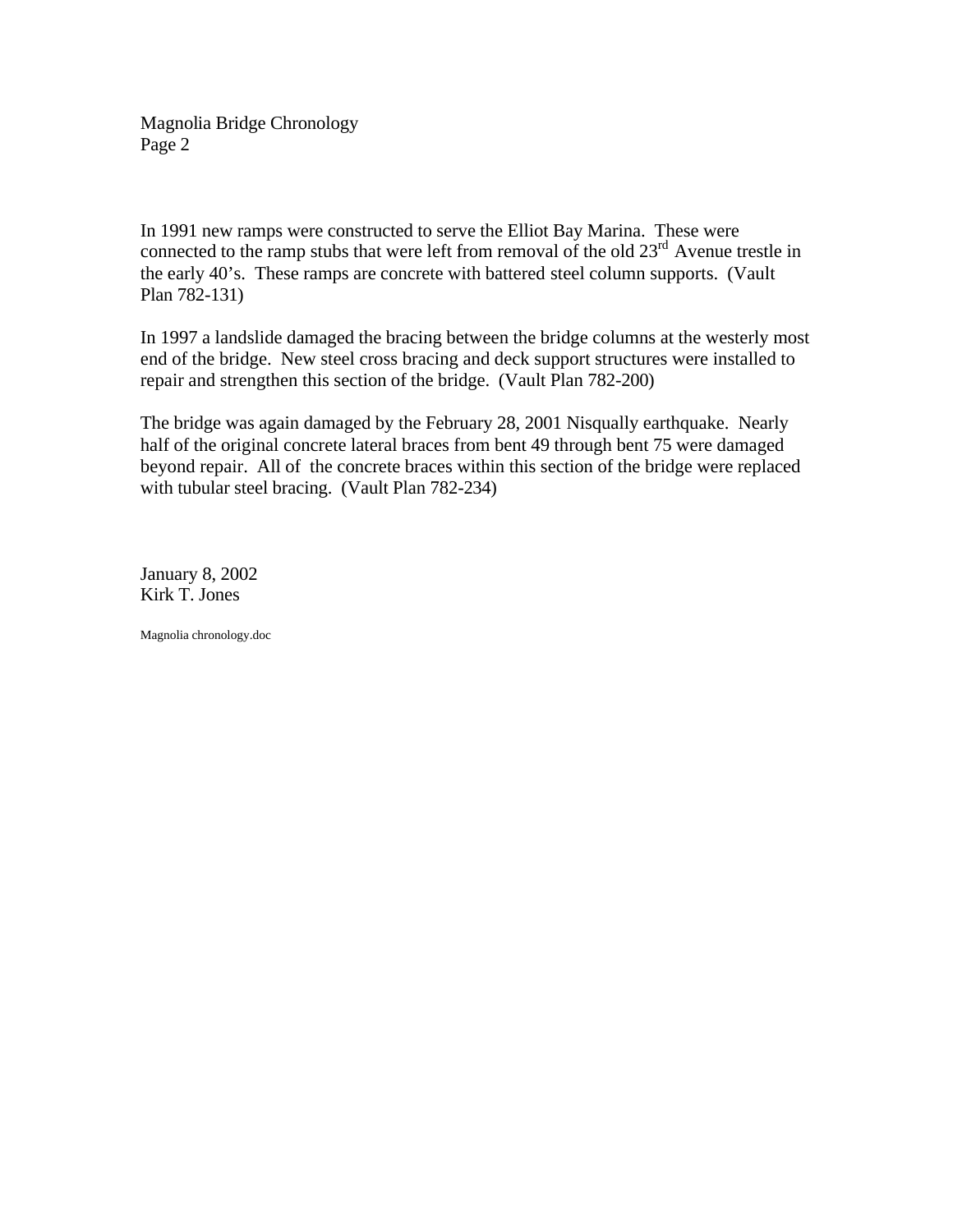In 1991 new ramps were constructed to serve the Elliot Bay Marina. These were connected to the ramp stubs that were left from removal of the old 23rd Avenue trestle in the early 40's. These ramps are concrete with battered steel column supports. (Vault Plan 782-131)

In 1997 a landslide damaged the bracing between the bridge columns at the westerly most end of the bridge. New steel cross bracing and deck support structures were installed to repair and strengthen this section of the bridge. (Vault Plan 782-200)

The bridge was again damaged by the February 28, 2001 Nisqually earthquake. Nearly half of the original concrete lateral braces from bent 49 through bent 75 were damaged beyond repair. All of the concrete braces within this section of the bridge were replaced with tubular steel bracing. (Vault Plan 782-234)

January 8, 2002
Kirk T. Jones

Magnolia chronology.doc